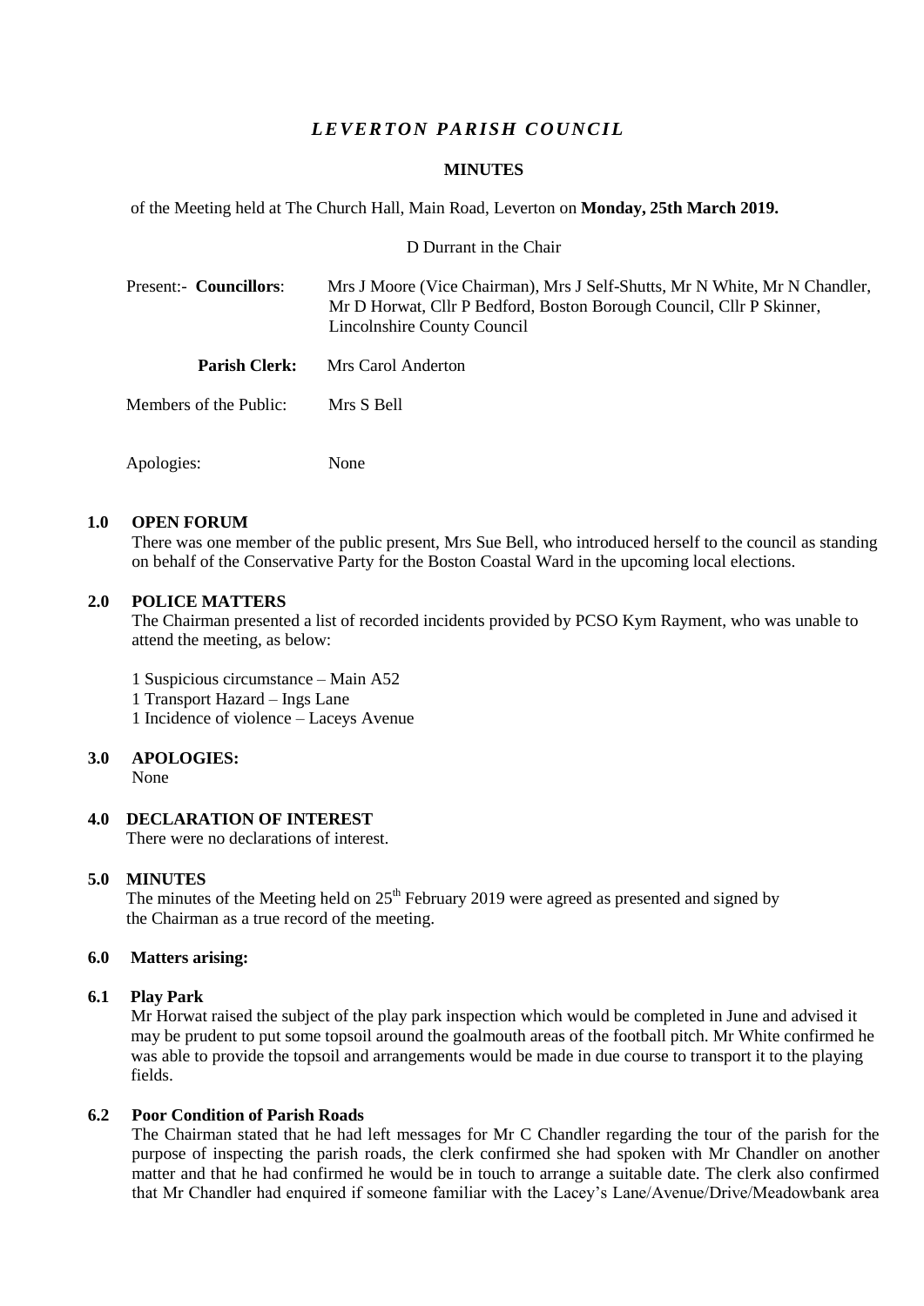# *LEVERTON PARISH COUNCIL*

## MINUTES

of the Meeting held at The Church Hall, Main Road, Leverton on **Monday, 25th March 2019.**

D Durrant in the Chair

Present:- **Councillors**: Mrs J Moore (Vice Chairman), Mrs J Self-Shutts, Mr N White, Mr N Chandler, Mr D Horwat, Cllr P Bedford, Boston Borough Council, Cllr P Skinner, Lincolnshire County Council

**Parish Clerk:** Mrs Carol Anderton

Members of the Public: Mrs S Bell

Apologies: None

### 1.0 OPEN FORUM

There was one member of the public present, Mrs Sue Bell, who introduced herself to the council as standing on behalf of the Conservative Party for the Boston Coastal Ward in the upcoming local elections.

### 2.0 POLICE MATTERS

The Chairman presented a list of recorded incidents provided by PCSO Kym Rayment, who was unable to attend the meeting, as below:

1 Suspicious circumstance – Main A52
1 Transport Hazard – Ings Lane
1 Incidence of violence – Laceys Avenue

### 3.0 APOLOGIES:

None

### 4.0 DECLARATION OF INTEREST

There were no declarations of interest.

### 5.0 MINUTES

The minutes of the Meeting held on 25th February 2019 were agreed as presented and signed by the Chairman as a true record of the meeting.

### 6.0 Matters arising:

#### 6.1 Play Park

Mr Horwat raised the subject of the play park inspection which would be completed in June and advised it may be prudent to put some topsoil around the goalmouth areas of the football pitch. Mr White confirmed he was able to provide the topsoil and arrangements would be made in due course to transport it to the playing fields.

#### 6.2 Poor Condition of Parish Roads

The Chairman stated that he had left messages for Mr C Chandler regarding the tour of the parish for the purpose of inspecting the parish roads, the clerk confirmed she had spoken with Mr Chandler on another matter and that he had confirmed he would be in touch to arrange a suitable date. The clerk also confirmed that Mr Chandler had enquired if someone familiar with the Lacey's Lane/Avenue/Drive/Meadowbank area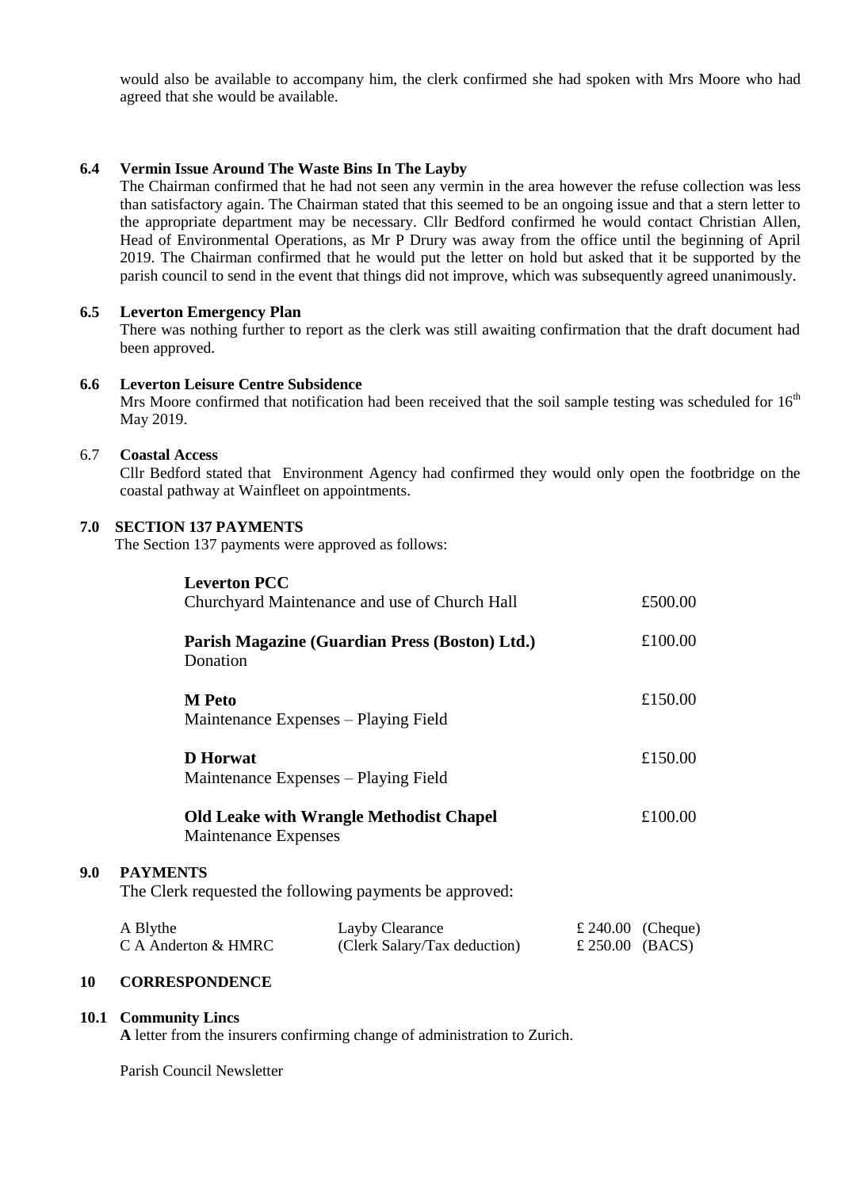would also be available to accompany him, the clerk confirmed she had spoken with Mrs Moore who had agreed that she would be available.

### 6.4 Vermin Issue Around The Waste Bins In The Layby

The Chairman confirmed that he had not seen any vermin in the area however the refuse collection was less than satisfactory again. The Chairman stated that this seemed to be an ongoing issue and that a stern letter to the appropriate department may be necessary. Cllr Bedford confirmed he would contact Christian Allen, Head of Environmental Operations, as Mr P Drury was away from the office until the beginning of April 2019. The Chairman confirmed that he would put the letter on hold but asked that it be supported by the parish council to send in the event that things did not improve, which was subsequently agreed unanimously.

### 6.5 Leverton Emergency Plan

There was nothing further to report as the clerk was still awaiting confirmation that the draft document had been approved.

### 6.6 Leverton Leisure Centre Subsidence

Mrs Moore confirmed that notification had been received that the soil sample testing was scheduled for 16th May 2019.

### 6.7 Coastal Access

Cllr Bedford stated that Environment Agency had confirmed they would only open the footbridge on the coastal pathway at Wainfleet on appointments.

## 7.0 SECTION 137 PAYMENTS

The Section 137 payments were approved as follows:

| | |
|---|---|
| **Leverton PCC**<br>Churchyard Maintenance and use of Church Hall | £500.00 |
| **Parish Magazine (Guardian Press (Boston) Ltd.)**<br>Donation | £100.00 |
| **M Peto**<br>Maintenance Expenses – Playing Field | £150.00 |
| **D Horwat**<br>Maintenance Expenses – Playing Field | £150.00 |
| **Old Leake with Wrangle Methodist Chapel**<br>Maintenance Expenses | £100.00 |

## 9.0 PAYMENTS

The Clerk requested the following payments be approved:

| | | | |
|---|---|---|---|
| A Blythe | Layby Clearance | £ 240.00 | (Cheque) |
| C A Anderton & HMRC | (Clerk Salary/Tax deduction) | £ 250.00 | (BACS) |

## 10 CORRESPONDENCE

### 10.1 Community Lincs

**A** letter from the insurers confirming change of administration to Zurich.

Parish Council Newsletter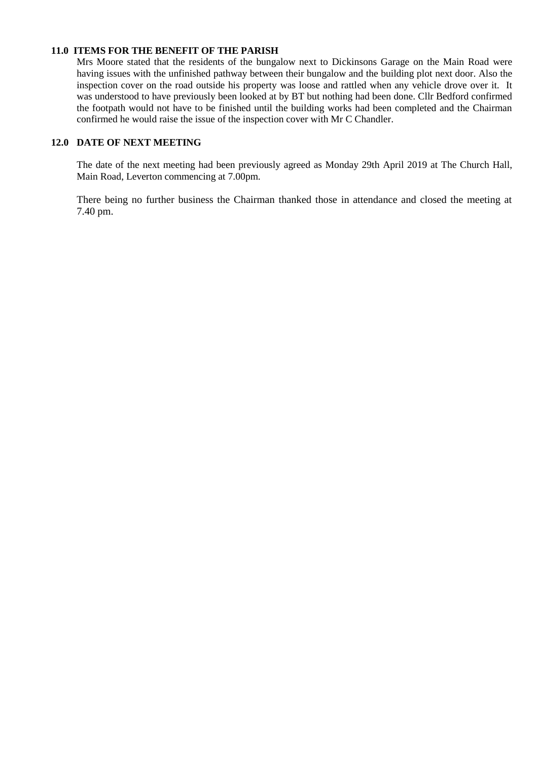## 11.0 ITEMS FOR THE BENEFIT OF THE PARISH

Mrs Moore stated that the residents of the bungalow next to Dickinsons Garage on the Main Road were having issues with the unfinished pathway between their bungalow and the building plot next door. Also the inspection cover on the road outside his property was loose and rattled when any vehicle drove over it. It was understood to have previously been looked at by BT but nothing had been done. Cllr Bedford confirmed the footpath would not have to be finished until the building works had been completed and the Chairman confirmed he would raise the issue of the inspection cover with Mr C Chandler.

## 12.0 DATE OF NEXT MEETING

The date of the next meeting had been previously agreed as Monday 29th April 2019 at The Church Hall, Main Road, Leverton commencing at 7.00pm.

There being no further business the Chairman thanked those in attendance and closed the meeting at 7.40 pm.